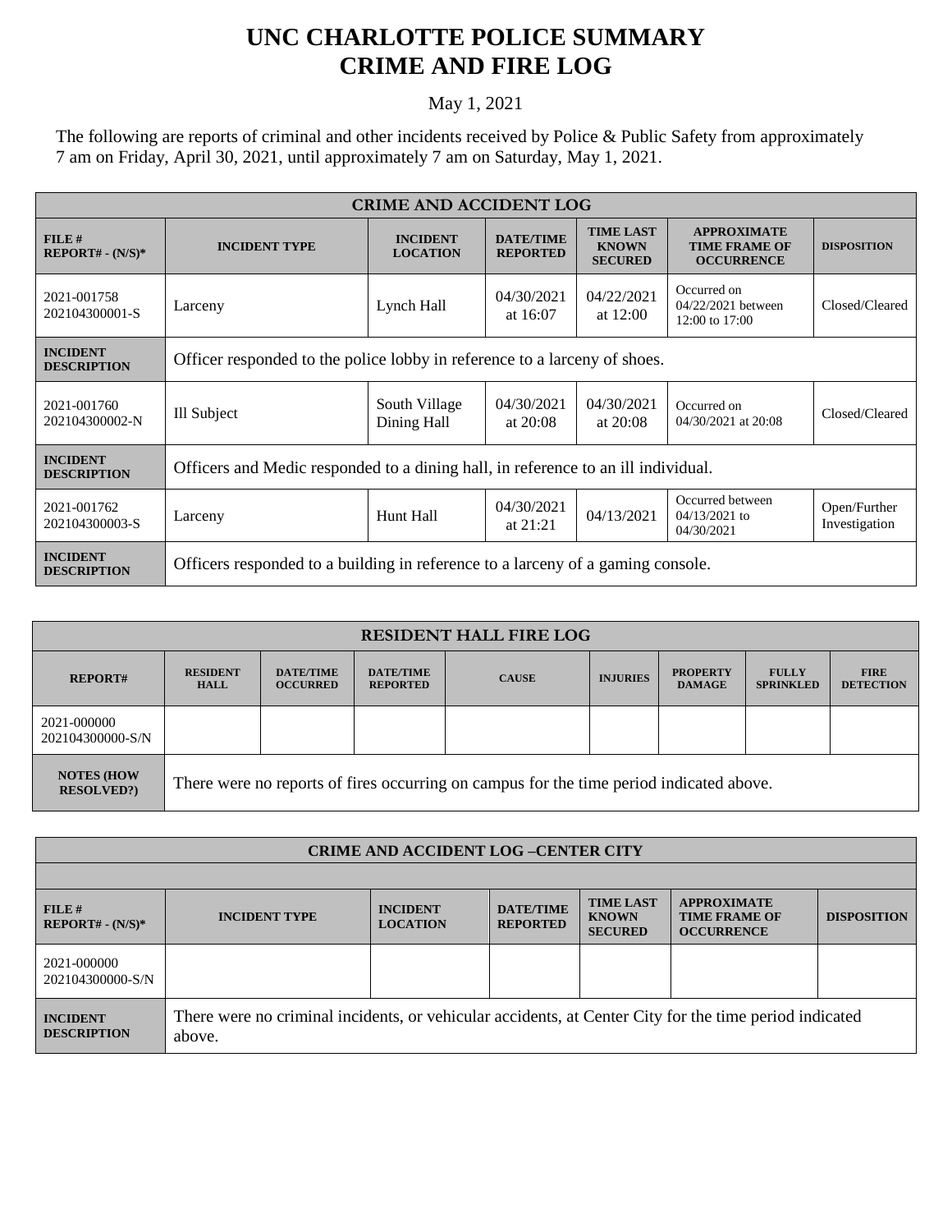# UNC CHARLOTTE POLICE SUMMARY
# CRIME AND FIRE LOG

May 1, 2021

The following are reports of criminal and other incidents received by Police & Public Safety from approximately 7 am on Friday, April 30, 2021, until approximately 7 am on Saturday, May 1, 2021.

| CRIME AND ACCIDENT LOG | | | | | | |
|---|---|---|---|---|---|---|
| **FILE # REPORT# - (N/S)*** | **INCIDENT TYPE** | **INCIDENT LOCATION** | **DATE/TIME REPORTED** | **TIME LAST KNOWN SECURED** | **APPROXIMATE TIME FRAME OF OCCURRENCE** | **DISPOSITION** |
| 2021-001758 202104300001-S | Larceny | Lynch Hall | 04/30/2021 at 16:07 | 04/22/2021 at 12:00 | Occurred on 04/22/2021 between 12:00 to 17:00 | Closed/Cleared |
| **INCIDENT DESCRIPTION** | Officer responded to the police lobby in reference to a larceny of shoes. | | | | | |
| 2021-001760 202104300002-N | Ill Subject | South Village Dining Hall | 04/30/2021 at 20:08 | 04/30/2021 at 20:08 | Occurred on 04/30/2021 at 20:08 | Closed/Cleared |
| **INCIDENT DESCRIPTION** | Officers and Medic responded to a dining hall, in reference to an ill individual. | | | | | |
| 2021-001762 202104300003-S | Larceny | Hunt Hall | 04/30/2021 at 21:21 | 04/13/2021 | Occurred between 04/13/2021 to 04/30/2021 | Open/Further Investigation |
| **INCIDENT DESCRIPTION** | Officers responded to a building in reference to a larceny of a gaming console. | | | | | |

| RESIDENT HALL FIRE LOG | | | | | | | | |
|---|---|---|---|---|---|---|---|---|
| **REPORT#** | **RESIDENT HALL** | **DATE/TIME OCCURRED** | **DATE/TIME REPORTED** | **CAUSE** | **INJURIES** | **PROPERTY DAMAGE** | **FULLY SPRINKLED** | **FIRE DETECTION** |
| 2021-000000 202104300000-S/N | | | | | | | | |
| **NOTES (HOW RESOLVED?)** | There were no reports of fires occurring on campus for the time period indicated above. | | | | | | | |

| CRIME AND ACCIDENT LOG –CENTER CITY | | | | | | |
|---|---|---|---|---|---|---|
| **FILE # REPORT# - (N/S)*** | **INCIDENT TYPE** | **INCIDENT LOCATION** | **DATE/TIME REPORTED** | **TIME LAST KNOWN SECURED** | **APPROXIMATE TIME FRAME OF OCCURRENCE** | **DISPOSITION** |
| 2021-000000 202104300000-S/N | | | | | | |
| **INCIDENT DESCRIPTION** | There were no criminal incidents, or vehicular accidents, at Center City for the time period indicated above. | | | | | |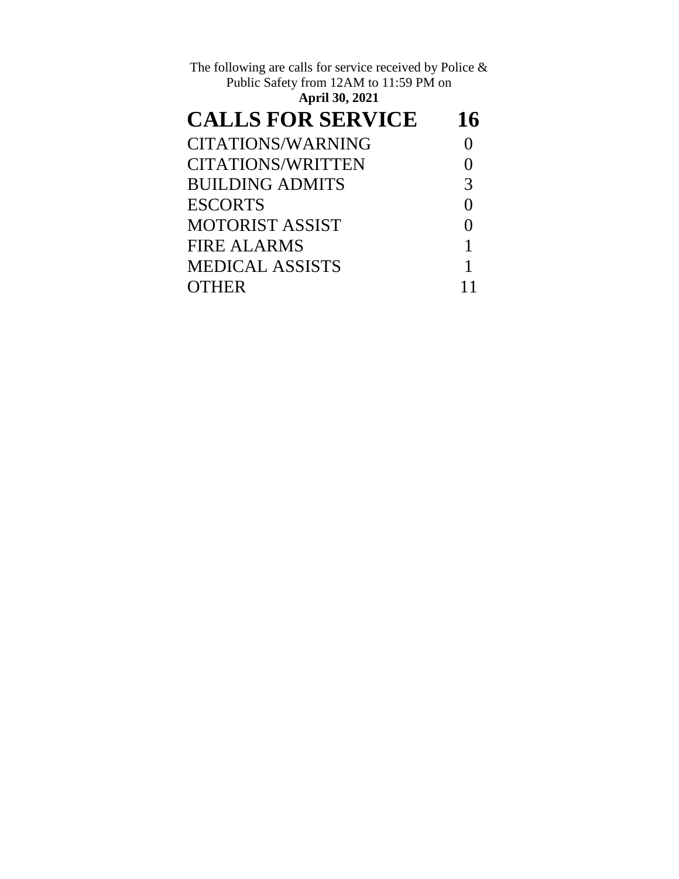The following are calls for service received by Police & Public Safety from 12AM to 11:59 PM on

**April 30, 2021**

| **CALLS FOR SERVICE** | **16** |
| --- | --- |
| CITATIONS/WARNING | 0 |
| CITATIONS/WRITTEN | 0 |
| BUILDING ADMITS | 3 |
| ESCORTS | 0 |
| MOTORIST ASSIST | 0 |
| FIRE ALARMS | 1 |
| MEDICAL ASSISTS | 1 |
| OTHER | 11 |